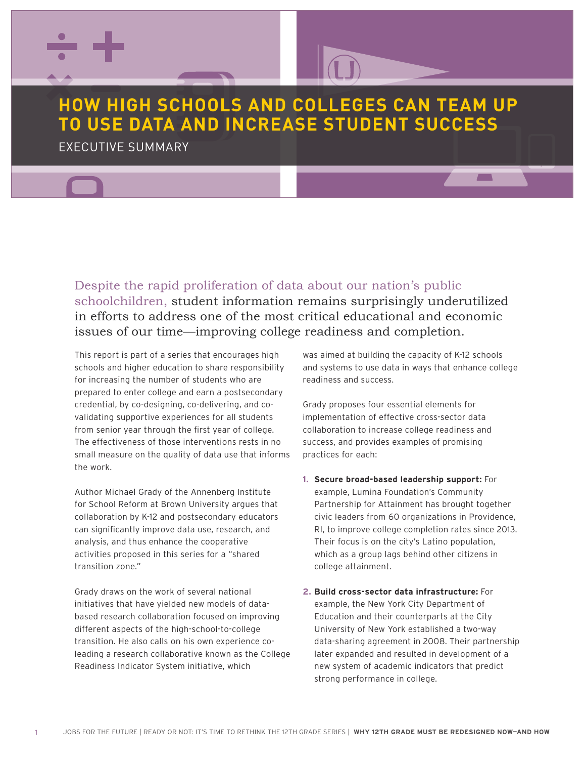# HOW HIGH SCHOOLS AND COLLEGES CAN TEAM UP TO USE DATA AND INCREASE STUDENT SUCCESS

## EXECUTIVE SUMMARY

Despite the rapid proliferation of data about our nation's public schoolchildren, student information remains surprisingly underutilized in efforts to address one of the most critical educational and economic issues of our time—improving college readiness and completion.

This report is part of a series that encourages high schools and higher education to share responsibility for increasing the number of students who are prepared to enter college and earn a postsecondary credential, by co-designing, co-delivering, and co-validating supportive experiences for all students from senior year through the first year of college. The effectiveness of those interventions rests in no small measure on the quality of data use that informs the work.

Author Michael Grady of the Annenberg Institute for School Reform at Brown University argues that collaboration by K-12 and postsecondary educators can significantly improve data use, research, and analysis, and thus enhance the cooperative activities proposed in this series for a "shared transition zone."

Grady draws on the work of several national initiatives that have yielded new models of data-based research collaboration focused on improving different aspects of the high-school-to-college transition. He also calls on his own experience co-leading a research collaborative known as the College Readiness Indicator System initiative, which was aimed at building the capacity of K-12 schools and systems to use data in ways that enhance college readiness and success.

Grady proposes four essential elements for implementation of effective cross-sector data collaboration to increase college readiness and success, and provides examples of promising practices for each:

1. **Secure broad-based leadership support:** For example, Lumina Foundation's Community Partnership for Attainment has brought together civic leaders from 60 organizations in Providence, RI, to improve college completion rates since 2013. Their focus is on the city's Latino population, which as a group lags behind other citizens in college attainment.

2. **Build cross-sector data infrastructure:** For example, the New York City Department of Education and their counterparts at the City University of New York established a two-way data-sharing agreement in 2008. Their partnership later expanded and resulted in development of a new system of academic indicators that predict strong performance in college.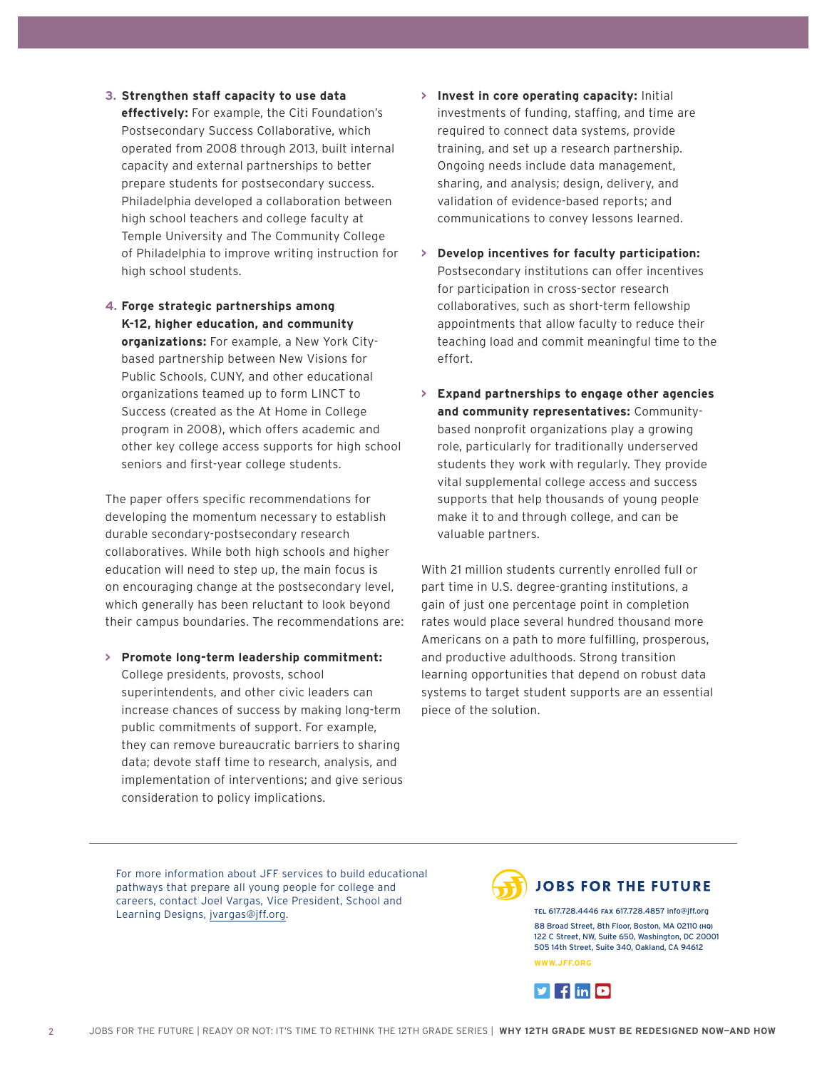3. **Strengthen staff capacity to use data effectively:** For example, the Citi Foundation's Postsecondary Success Collaborative, which operated from 2008 through 2013, built internal capacity and external partnerships to better prepare students for postsecondary success. Philadelphia developed a collaboration between high school teachers and college faculty at Temple University and The Community College of Philadelphia to improve writing instruction for high school students.

4. **Forge strategic partnerships among K-12, higher education, and community organizations:** For example, a New York City-based partnership between New Visions for Public Schools, CUNY, and other educational organizations teamed up to form LINCT to Success (created as the At Home in College program in 2008), which offers academic and other key college access supports for high school seniors and first-year college students.

The paper offers specific recommendations for developing the momentum necessary to establish durable secondary-postsecondary research collaboratives. While both high schools and higher education will need to step up, the main focus is on encouraging change at the postsecondary level, which generally has been reluctant to look beyond their campus boundaries. The recommendations are:

- **Promote long-term leadership commitment:** College presidents, provosts, school superintendents, and other civic leaders can increase chances of success by making long-term public commitments of support. For example, they can remove bureaucratic barriers to sharing data; devote staff time to research, analysis, and implementation of interventions; and give serious consideration to policy implications.

- **Invest in core operating capacity:** Initial investments of funding, staffing, and time are required to connect data systems, provide training, and set up a research partnership. Ongoing needs include data management, sharing, and analysis; design, delivery, and validation of evidence-based reports; and communications to convey lessons learned.

- **Develop incentives for faculty participation:** Postsecondary institutions can offer incentives for participation in cross-sector research collaboratives, such as short-term fellowship appointments that allow faculty to reduce their teaching load and commit meaningful time to the effort.

- **Expand partnerships to engage other agencies and community representatives:** Community-based nonprofit organizations play a growing role, particularly for traditionally underserved students they work with regularly. They provide vital supplemental college access and success supports that help thousands of young people make it to and through college, and can be valuable partners.

With 21 million students currently enrolled full or part time in U.S. degree-granting institutions, a gain of just one percentage point in completion rates would place several hundred thousand more Americans on a path to more fulfilling, prosperous, and productive adulthoods. Strong transition learning opportunities that depend on robust data systems to target student supports are an essential piece of the solution.

---

For more information about JFF services to build educational pathways that prepare all young people for college and careers, contact Joel Vargas, Vice President, School and Learning Designs, jvargas@jff.org.

**JOBS FOR THE FUTURE**

TEL 617.728.4446 FAX 617.728.4857 info@jff.org

88 Broad Street, 8th Floor, Boston, MA 02110 (HQ)
122 C Street, NW, Suite 650, Washington, DC 20001
505 14th Street, Suite 340, Oakland, CA 94612

WWW.JFF.ORG